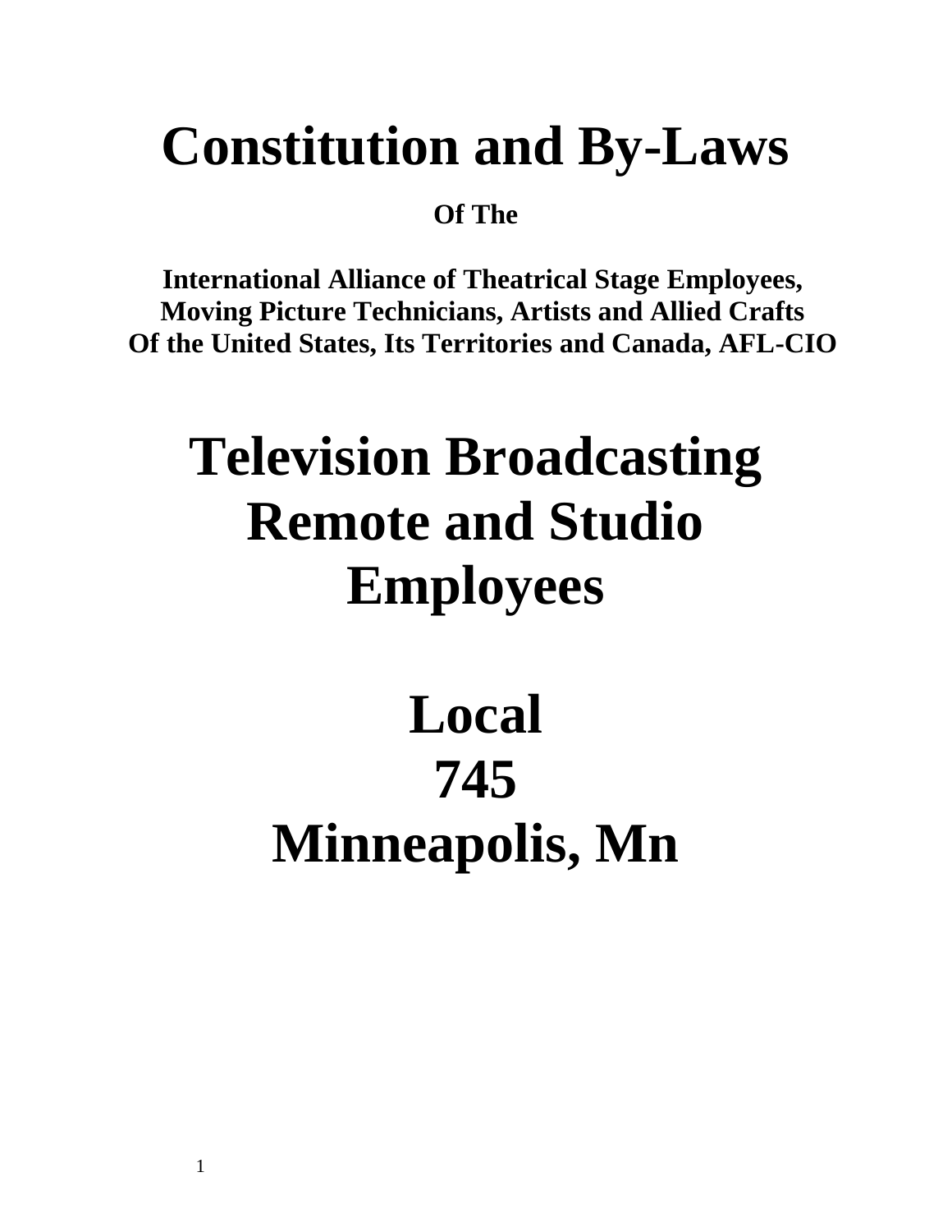# Constitution and By-Laws

**Of The**

**International Alliance of Theatrical Stage Employees,
Moving Picture Technicians, Artists and Allied Crafts
Of the United States, Its Territories and Canada, AFL-CIO**

# Television Broadcasting Remote and Studio Employees

# Local
# 745
# Minneapolis, Mn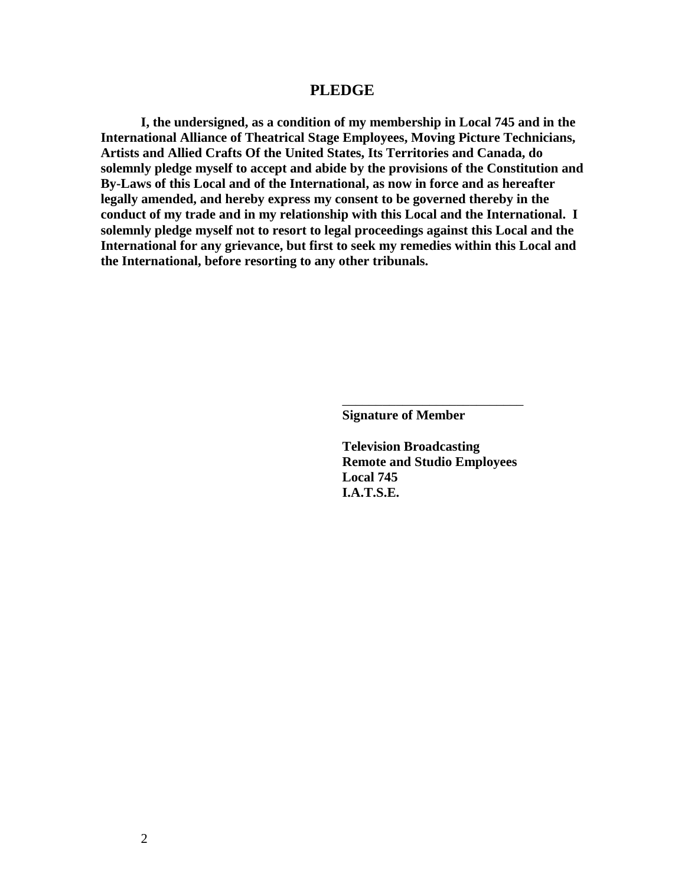# PLEDGE

**I, the undersigned, as a condition of my membership in Local 745 and in the International Alliance of Theatrical Stage Employees, Moving Picture Technicians, Artists and Allied Crafts Of the United States, Its Territories and Canada, do solemnly pledge myself to accept and abide by the provisions of the Constitution and By-Laws of this Local and of the International, as now in force and as hereafter legally amended, and hereby express my consent to be governed thereby in the conduct of my trade and in my relationship with this Local and the International. I solemnly pledge myself not to resort to legal proceedings against this Local and the International for any grievance, but first to seek my remedies within this Local and the International, before resorting to any other tribunals.**

___________________________

**Signature of Member**

**Television Broadcasting**
**Remote and Studio Employees**
**Local 745**
**I.A.T.S.E.**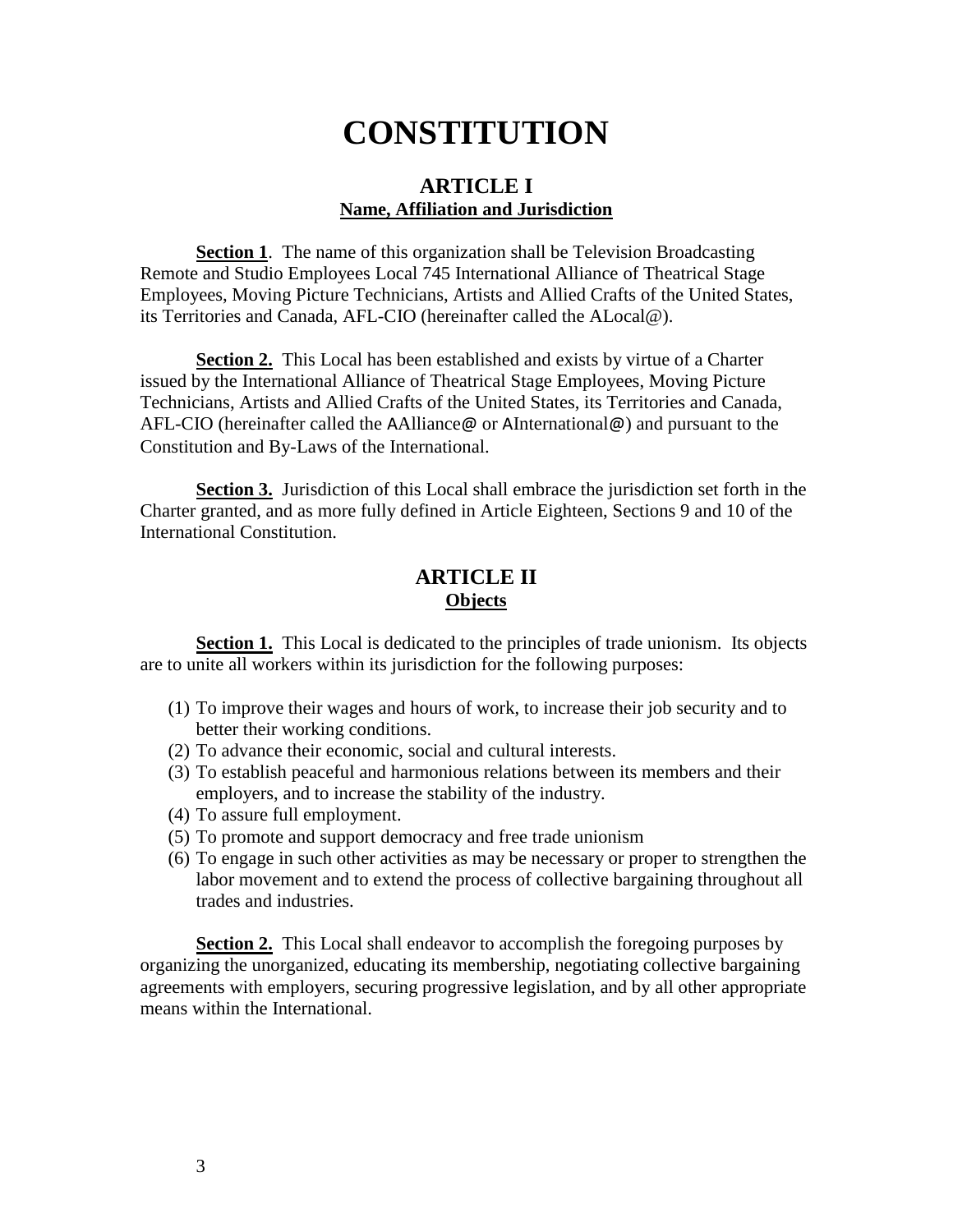# CONSTITUTION

## ARTICLE I
**Name, Affiliation and Jurisdiction**

**Section 1**. The name of this organization shall be Television Broadcasting Remote and Studio Employees Local 745 International Alliance of Theatrical Stage Employees, Moving Picture Technicians, Artists and Allied Crafts of the United States, its Territories and Canada, AFL-CIO (hereinafter called the ALocal@).

**Section 2.** This Local has been established and exists by virtue of a Charter issued by the International Alliance of Theatrical Stage Employees, Moving Picture Technicians, Artists and Allied Crafts of the United States, its Territories and Canada, AFL-CIO (hereinafter called the AAlliance@ or AInternational@) and pursuant to the Constitution and By-Laws of the International.

**Section 3.** Jurisdiction of this Local shall embrace the jurisdiction set forth in the Charter granted, and as more fully defined in Article Eighteen, Sections 9 and 10 of the International Constitution.

## ARTICLE II
**Objects**

**Section 1.** This Local is dedicated to the principles of trade unionism. Its objects are to unite all workers within its jurisdiction for the following purposes:

(1) To improve their wages and hours of work, to increase their job security and to better their working conditions.
(2) To advance their economic, social and cultural interests.
(3) To establish peaceful and harmonious relations between its members and their employers, and to increase the stability of the industry.
(4) To assure full employment.
(5) To promote and support democracy and free trade unionism
(6) To engage in such other activities as may be necessary or proper to strengthen the labor movement and to extend the process of collective bargaining throughout all trades and industries.

**Section 2.** This Local shall endeavor to accomplish the foregoing purposes by organizing the unorganized, educating its membership, negotiating collective bargaining agreements with employers, securing progressive legislation, and by all other appropriate means within the International.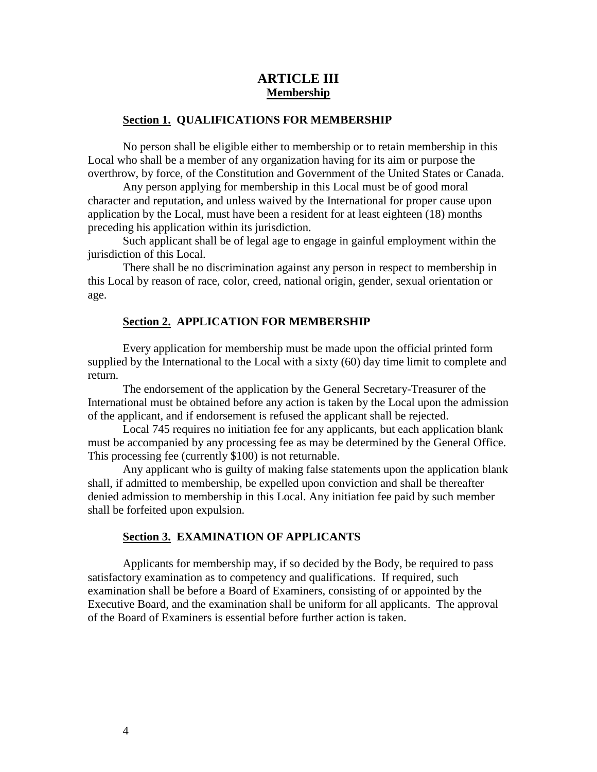# ARTICLE III
## Membership

### Section 1. QUALIFICATIONS FOR MEMBERSHIP

No person shall be eligible either to membership or to retain membership in this Local who shall be a member of any organization having for its aim or purpose the overthrow, by force, of the Constitution and Government of the United States or Canada.

Any person applying for membership in this Local must be of good moral character and reputation, and unless waived by the International for proper cause upon application by the Local, must have been a resident for at least eighteen (18) months preceding his application within its jurisdiction.

Such applicant shall be of legal age to engage in gainful employment within the jurisdiction of this Local.

There shall be no discrimination against any person in respect to membership in this Local by reason of race, color, creed, national origin, gender, sexual orientation or age.

### Section 2. APPLICATION FOR MEMBERSHIP

Every application for membership must be made upon the official printed form supplied by the International to the Local with a sixty (60) day time limit to complete and return.

The endorsement of the application by the General Secretary-Treasurer of the International must be obtained before any action is taken by the Local upon the admission of the applicant, and if endorsement is refused the applicant shall be rejected.

Local 745 requires no initiation fee for any applicants, but each application blank must be accompanied by any processing fee as may be determined by the General Office. This processing fee (currently $100) is not returnable.

Any applicant who is guilty of making false statements upon the application blank shall, if admitted to membership, be expelled upon conviction and shall be thereafter denied admission to membership in this Local. Any initiation fee paid by such member shall be forfeited upon expulsion.

### Section 3. EXAMINATION OF APPLICANTS

Applicants for membership may, if so decided by the Body, be required to pass satisfactory examination as to competency and qualifications. If required, such examination shall be before a Board of Examiners, consisting of or appointed by the Executive Board, and the examination shall be uniform for all applicants. The approval of the Board of Examiners is essential before further action is taken.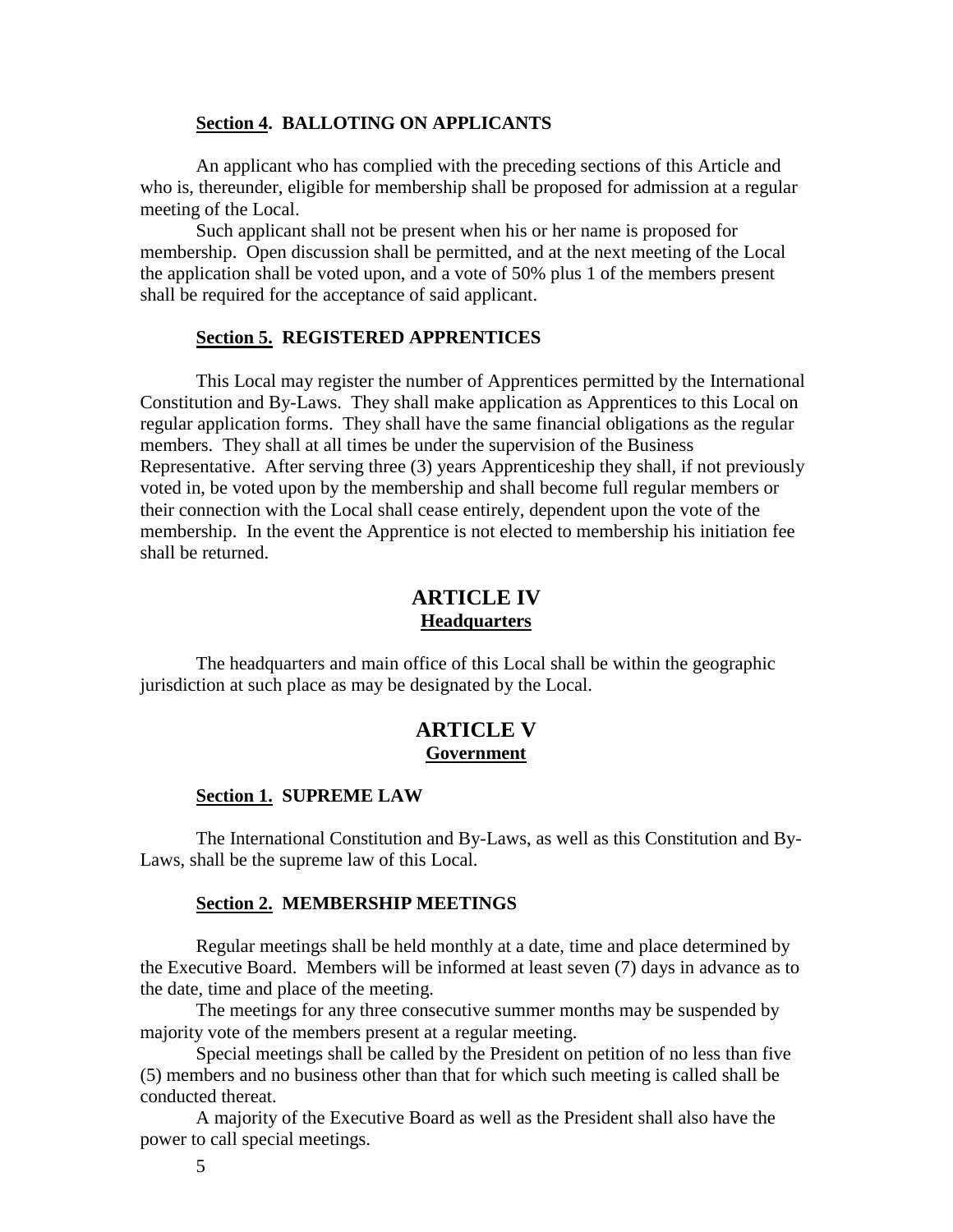**Section 4. BALLOTING ON APPLICANTS**

An applicant who has complied with the preceding sections of this Article and who is, thereunder, eligible for membership shall be proposed for admission at a regular meeting of the Local.

Such applicant shall not be present when his or her name is proposed for membership. Open discussion shall be permitted, and at the next meeting of the Local the application shall be voted upon, and a vote of 50% plus 1 of the members present shall be required for the acceptance of said applicant.

**Section 5. REGISTERED APPRENTICES**

This Local may register the number of Apprentices permitted by the International Constitution and By-Laws. They shall make application as Apprentices to this Local on regular application forms. They shall have the same financial obligations as the regular members. They shall at all times be under the supervision of the Business Representative. After serving three (3) years Apprenticeship they shall, if not previously voted in, be voted upon by the membership and shall become full regular members or their connection with the Local shall cease entirely, dependent upon the vote of the membership. In the event the Apprentice is not elected to membership his initiation fee shall be returned.

## ARTICLE IV
### Headquarters

The headquarters and main office of this Local shall be within the geographic jurisdiction at such place as may be designated by the Local.

## ARTICLE V
### Government

**Section 1. SUPREME LAW**

The International Constitution and By-Laws, as well as this Constitution and By-Laws, shall be the supreme law of this Local.

**Section 2. MEMBERSHIP MEETINGS**

Regular meetings shall be held monthly at a date, time and place determined by the Executive Board. Members will be informed at least seven (7) days in advance as to the date, time and place of the meeting.

The meetings for any three consecutive summer months may be suspended by majority vote of the members present at a regular meeting.

Special meetings shall be called by the President on petition of no less than five (5) members and no business other than that for which such meeting is called shall be conducted thereat.

A majority of the Executive Board as well as the President shall also have the power to call special meetings.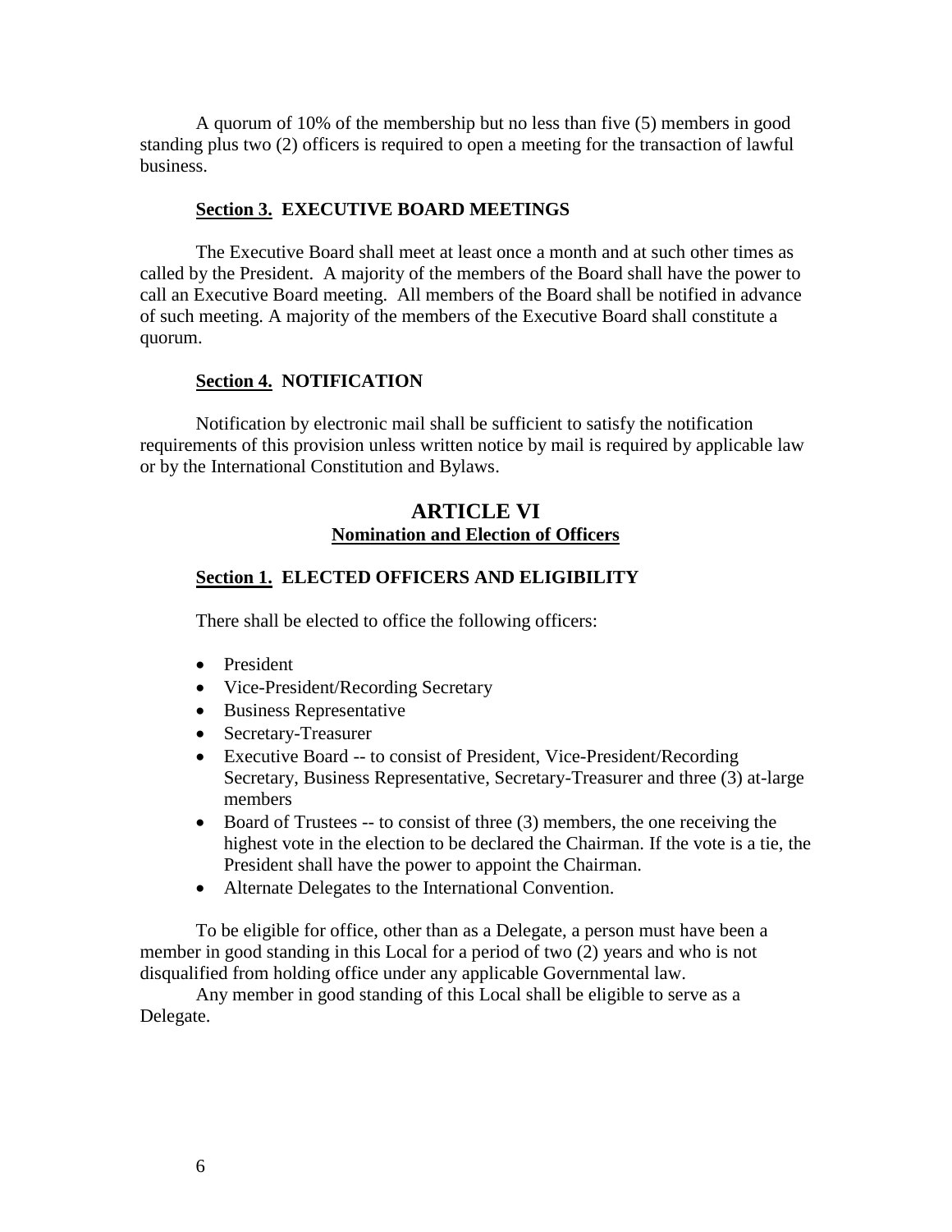A quorum of 10% of the membership but no less than five (5) members in good standing plus two (2) officers is required to open a meeting for the transaction of lawful business.

### Section 3. EXECUTIVE BOARD MEETINGS

The Executive Board shall meet at least once a month and at such other times as called by the President. A majority of the members of the Board shall have the power to call an Executive Board meeting. All members of the Board shall be notified in advance of such meeting. A majority of the members of the Executive Board shall constitute a quorum.

### Section 4. NOTIFICATION

Notification by electronic mail shall be sufficient to satisfy the notification requirements of this provision unless written notice by mail is required by applicable law or by the International Constitution and Bylaws.

## ARTICLE VI
## Nomination and Election of Officers

### Section 1. ELECTED OFFICERS AND ELIGIBILITY

There shall be elected to office the following officers:

- President
- Vice-President/Recording Secretary
- Business Representative
- Secretary-Treasurer
- Executive Board -- to consist of President, Vice-President/Recording Secretary, Business Representative, Secretary-Treasurer and three (3) at-large members
- Board of Trustees -- to consist of three (3) members, the one receiving the highest vote in the election to be declared the Chairman. If the vote is a tie, the President shall have the power to appoint the Chairman.
- Alternate Delegates to the International Convention.

To be eligible for office, other than as a Delegate, a person must have been a member in good standing in this Local for a period of two (2) years and who is not disqualified from holding office under any applicable Governmental law.

Any member in good standing of this Local shall be eligible to serve as a Delegate.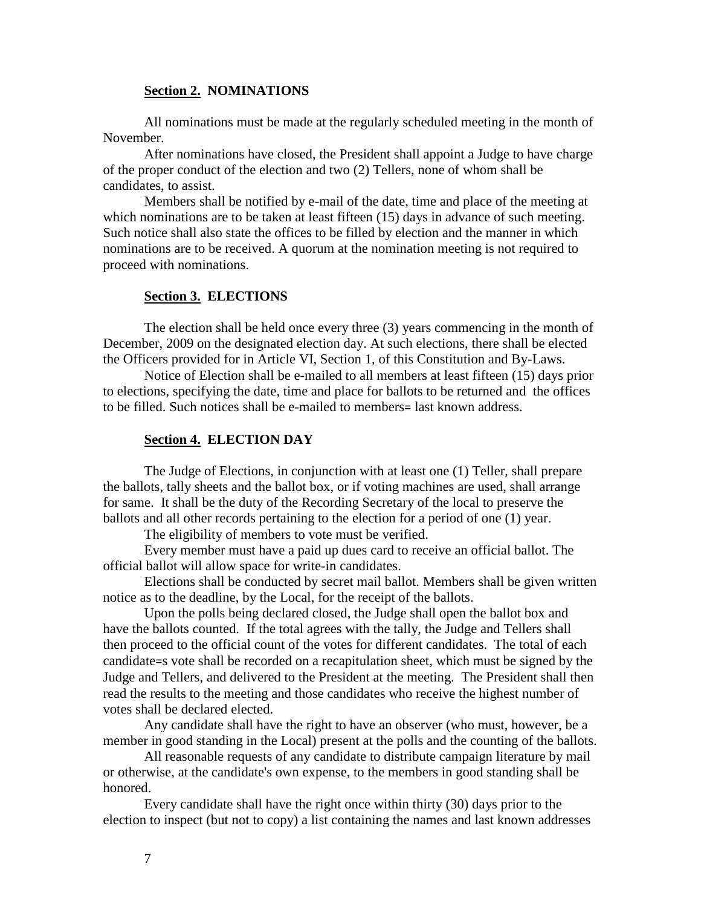**<u>Section 2.</u> NOMINATIONS**

All nominations must be made at the regularly scheduled meeting in the month of November.

After nominations have closed, the President shall appoint a Judge to have charge of the proper conduct of the election and two (2) Tellers, none of whom shall be candidates, to assist.

Members shall be notified by e-mail of the date, time and place of the meeting at which nominations are to be taken at least fifteen (15) days in advance of such meeting. Such notice shall also state the offices to be filled by election and the manner in which nominations are to be received. A quorum at the nomination meeting is not required to proceed with nominations.

**<u>Section 3.</u> ELECTIONS**

The election shall be held once every three (3) years commencing in the month of December, 2009 on the designated election day. At such elections, there shall be elected the Officers provided for in Article VI, Section 1, of this Constitution and By-Laws.

Notice of Election shall be e-mailed to all members at least fifteen (15) days prior to elections, specifying the date, time and place for ballots to be returned and the offices to be filled. Such notices shall be e-mailed to members= last known address.

**<u>Section 4.</u> ELECTION DAY**

The Judge of Elections, in conjunction with at least one (1) Teller, shall prepare the ballots, tally sheets and the ballot box, or if voting machines are used, shall arrange for same. It shall be the duty of the Recording Secretary of the local to preserve the ballots and all other records pertaining to the election for a period of one (1) year.

The eligibility of members to vote must be verified.

Every member must have a paid up dues card to receive an official ballot. The official ballot will allow space for write-in candidates.

Elections shall be conducted by secret mail ballot. Members shall be given written notice as to the deadline, by the Local, for the receipt of the ballots.

Upon the polls being declared closed, the Judge shall open the ballot box and have the ballots counted. If the total agrees with the tally, the Judge and Tellers shall then proceed to the official count of the votes for different candidates. The total of each candidate=s vote shall be recorded on a recapitulation sheet, which must be signed by the Judge and Tellers, and delivered to the President at the meeting. The President shall then read the results to the meeting and those candidates who receive the highest number of votes shall be declared elected.

Any candidate shall have the right to have an observer (who must, however, be a member in good standing in the Local) present at the polls and the counting of the ballots.

All reasonable requests of any candidate to distribute campaign literature by mail or otherwise, at the candidate's own expense, to the members in good standing shall be honored.

Every candidate shall have the right once within thirty (30) days prior to the election to inspect (but not to copy) a list containing the names and last known addresses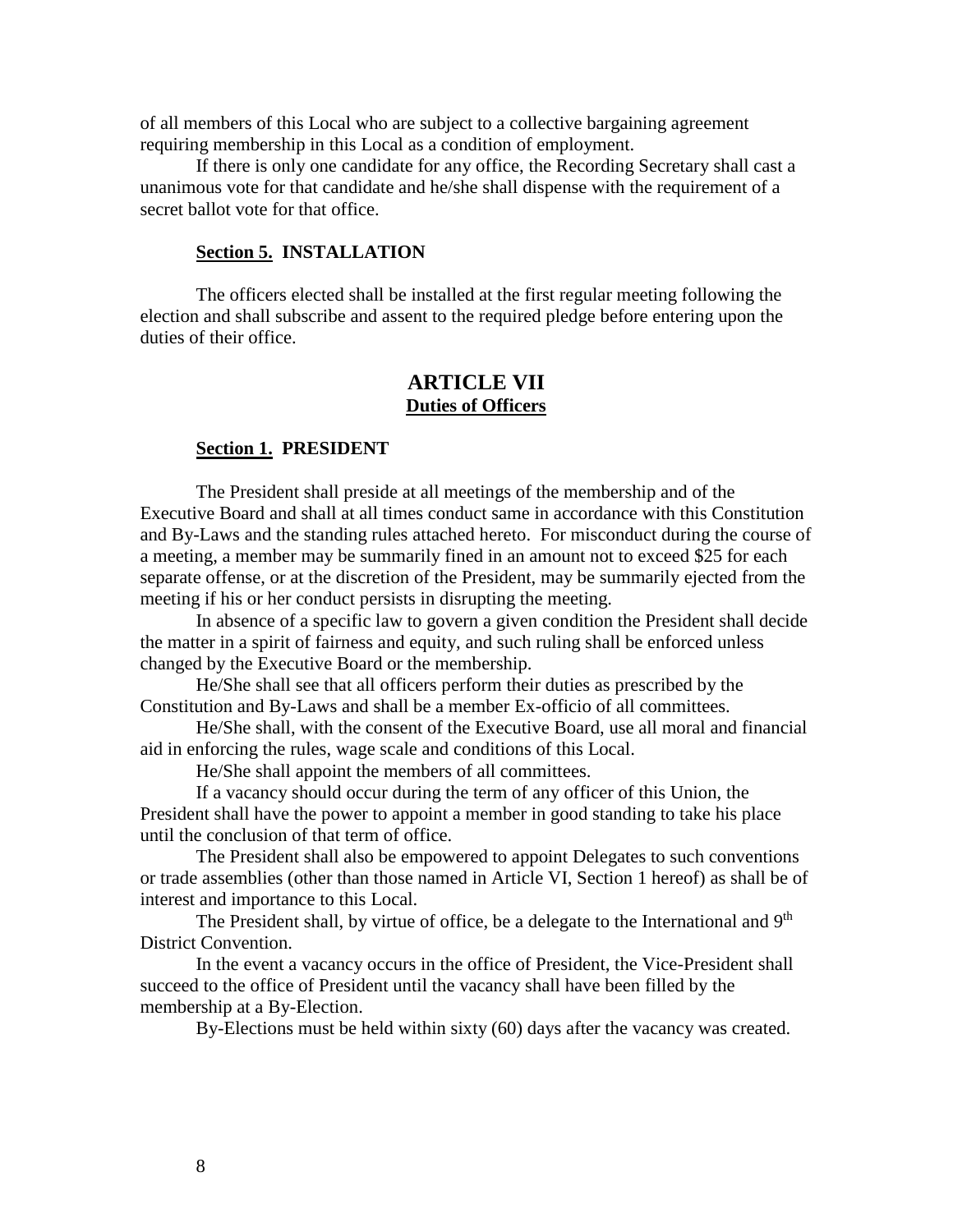of all members of this Local who are subject to a collective bargaining agreement requiring membership in this Local as a condition of employment.

If there is only one candidate for any office, the Recording Secretary shall cast a unanimous vote for that candidate and he/she shall dispense with the requirement of a secret ballot vote for that office.

**Section 5. INSTALLATION**

The officers elected shall be installed at the first regular meeting following the election and shall subscribe and assent to the required pledge before entering upon the duties of their office.

## ARTICLE VII
### Duties of Officers

**Section 1. PRESIDENT**

The President shall preside at all meetings of the membership and of the Executive Board and shall at all times conduct same in accordance with this Constitution and By-Laws and the standing rules attached hereto. For misconduct during the course of a meeting, a member may be summarily fined in an amount not to exceed $25 for each separate offense, or at the discretion of the President, may be summarily ejected from the meeting if his or her conduct persists in disrupting the meeting.

In absence of a specific law to govern a given condition the President shall decide the matter in a spirit of fairness and equity, and such ruling shall be enforced unless changed by the Executive Board or the membership.

He/She shall see that all officers perform their duties as prescribed by the Constitution and By-Laws and shall be a member Ex-officio of all committees.

He/She shall, with the consent of the Executive Board, use all moral and financial aid in enforcing the rules, wage scale and conditions of this Local.

He/She shall appoint the members of all committees.

If a vacancy should occur during the term of any officer of this Union, the President shall have the power to appoint a member in good standing to take his place until the conclusion of that term of office.

The President shall also be empowered to appoint Delegates to such conventions or trade assemblies (other than those named in Article VI, Section 1 hereof) as shall be of interest and importance to this Local.

The President shall, by virtue of office, be a delegate to the International and 9th District Convention.

In the event a vacancy occurs in the office of President, the Vice-President shall succeed to the office of President until the vacancy shall have been filled by the membership at a By-Election.

By-Elections must be held within sixty (60) days after the vacancy was created.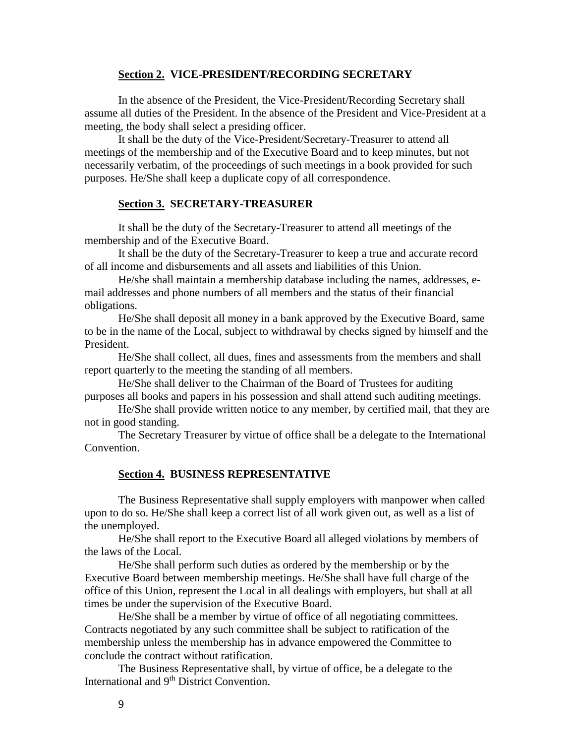**Section 2. VICE-PRESIDENT/RECORDING SECRETARY**

In the absence of the President, the Vice-President/Recording Secretary shall assume all duties of the President. In the absence of the President and Vice-President at a meeting, the body shall select a presiding officer.

It shall be the duty of the Vice-President/Secretary-Treasurer to attend all meetings of the membership and of the Executive Board and to keep minutes, but not necessarily verbatim, of the proceedings of such meetings in a book provided for such purposes. He/She shall keep a duplicate copy of all correspondence.

**Section 3. SECRETARY-TREASURER**

It shall be the duty of the Secretary-Treasurer to attend all meetings of the membership and of the Executive Board.

It shall be the duty of the Secretary-Treasurer to keep a true and accurate record of all income and disbursements and all assets and liabilities of this Union.

He/she shall maintain a membership database including the names, addresses, e-mail addresses and phone numbers of all members and the status of their financial obligations.

He/She shall deposit all money in a bank approved by the Executive Board, same to be in the name of the Local, subject to withdrawal by checks signed by himself and the President.

He/She shall collect, all dues, fines and assessments from the members and shall report quarterly to the meeting the standing of all members.

He/She shall deliver to the Chairman of the Board of Trustees for auditing purposes all books and papers in his possession and shall attend such auditing meetings.

He/She shall provide written notice to any member, by certified mail, that they are not in good standing.

The Secretary Treasurer by virtue of office shall be a delegate to the International Convention.

**Section 4. BUSINESS REPRESENTATIVE**

The Business Representative shall supply employers with manpower when called upon to do so. He/She shall keep a correct list of all work given out, as well as a list of the unemployed.

He/She shall report to the Executive Board all alleged violations by members of the laws of the Local.

He/She shall perform such duties as ordered by the membership or by the Executive Board between membership meetings. He/She shall have full charge of the office of this Union, represent the Local in all dealings with employers, but shall at all times be under the supervision of the Executive Board.

He/She shall be a member by virtue of office of all negotiating committees. Contracts negotiated by any such committee shall be subject to ratification of the membership unless the membership has in advance empowered the Committee to conclude the contract without ratification.

The Business Representative shall, by virtue of office, be a delegate to the International and 9th District Convention.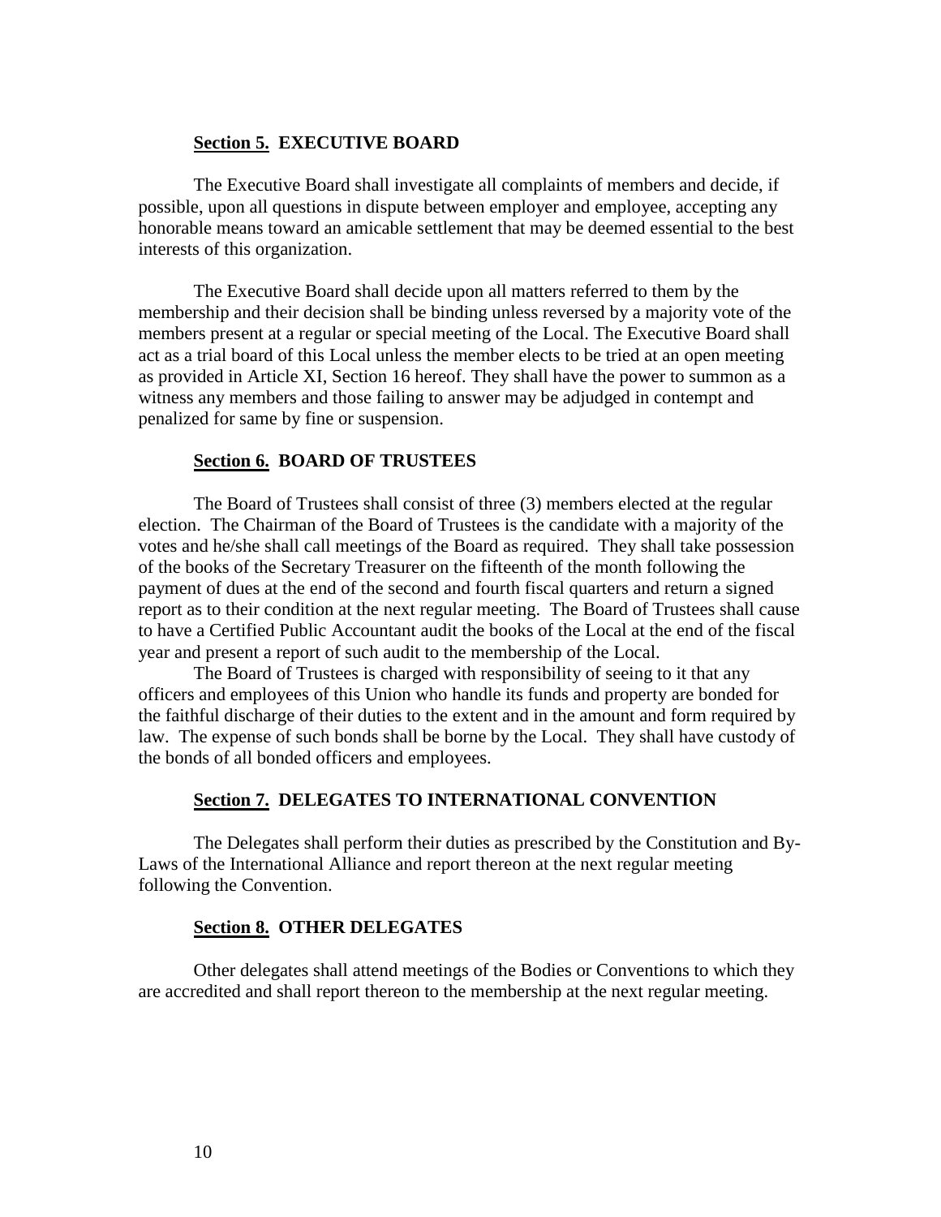### **Section 5. EXECUTIVE BOARD**

The Executive Board shall investigate all complaints of members and decide, if possible, upon all questions in dispute between employer and employee, accepting any honorable means toward an amicable settlement that may be deemed essential to the best interests of this organization.

The Executive Board shall decide upon all matters referred to them by the membership and their decision shall be binding unless reversed by a majority vote of the members present at a regular or special meeting of the Local. The Executive Board shall act as a trial board of this Local unless the member elects to be tried at an open meeting as provided in Article XI, Section 16 hereof. They shall have the power to summon as a witness any members and those failing to answer may be adjudged in contempt and penalized for same by fine or suspension.

### **Section 6. BOARD OF TRUSTEES**

The Board of Trustees shall consist of three (3) members elected at the regular election. The Chairman of the Board of Trustees is the candidate with a majority of the votes and he/she shall call meetings of the Board as required. They shall take possession of the books of the Secretary Treasurer on the fifteenth of the month following the payment of dues at the end of the second and fourth fiscal quarters and return a signed report as to their condition at the next regular meeting. The Board of Trustees shall cause to have a Certified Public Accountant audit the books of the Local at the end of the fiscal year and present a report of such audit to the membership of the Local.

The Board of Trustees is charged with responsibility of seeing to it that any officers and employees of this Union who handle its funds and property are bonded for the faithful discharge of their duties to the extent and in the amount and form required by law. The expense of such bonds shall be borne by the Local. They shall have custody of the bonds of all bonded officers and employees.

### **Section 7. DELEGATES TO INTERNATIONAL CONVENTION**

The Delegates shall perform their duties as prescribed by the Constitution and By-Laws of the International Alliance and report thereon at the next regular meeting following the Convention.

### **Section 8. OTHER DELEGATES**

Other delegates shall attend meetings of the Bodies or Conventions to which they are accredited and shall report thereon to the membership at the next regular meeting.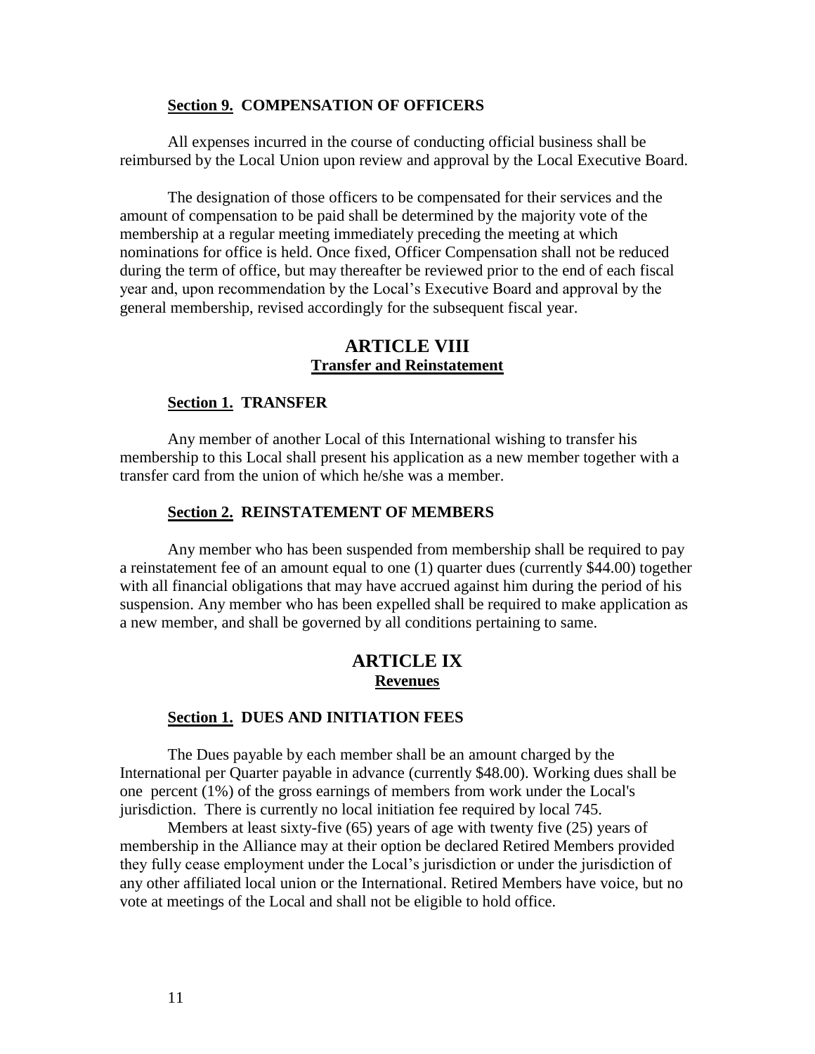**Section 9. COMPENSATION OF OFFICERS**

All expenses incurred in the course of conducting official business shall be reimbursed by the Local Union upon review and approval by the Local Executive Board.

The designation of those officers to be compensated for their services and the amount of compensation to be paid shall be determined by the majority vote of the membership at a regular meeting immediately preceding the meeting at which nominations for office is held. Once fixed, Officer Compensation shall not be reduced during the term of office, but may thereafter be reviewed prior to the end of each fiscal year and, upon recommendation by the Local's Executive Board and approval by the general membership, revised accordingly for the subsequent fiscal year.

## ARTICLE VIII
### Transfer and Reinstatement

**Section 1. TRANSFER**

Any member of another Local of this International wishing to transfer his membership to this Local shall present his application as a new member together with a transfer card from the union of which he/she was a member.

**Section 2. REINSTATEMENT OF MEMBERS**

Any member who has been suspended from membership shall be required to pay a reinstatement fee of an amount equal to one (1) quarter dues (currently $44.00) together with all financial obligations that may have accrued against him during the period of his suspension. Any member who has been expelled shall be required to make application as a new member, and shall be governed by all conditions pertaining to same.

## ARTICLE IX
### Revenues

**Section 1. DUES AND INITIATION FEES**

The Dues payable by each member shall be an amount charged by the International per Quarter payable in advance (currently $48.00). Working dues shall be one percent (1%) of the gross earnings of members from work under the Local's jurisdiction. There is currently no local initiation fee required by local 745.

Members at least sixty-five (65) years of age with twenty five (25) years of membership in the Alliance may at their option be declared Retired Members provided they fully cease employment under the Local's jurisdiction or under the jurisdiction of any other affiliated local union or the International. Retired Members have voice, but no vote at meetings of the Local and shall not be eligible to hold office.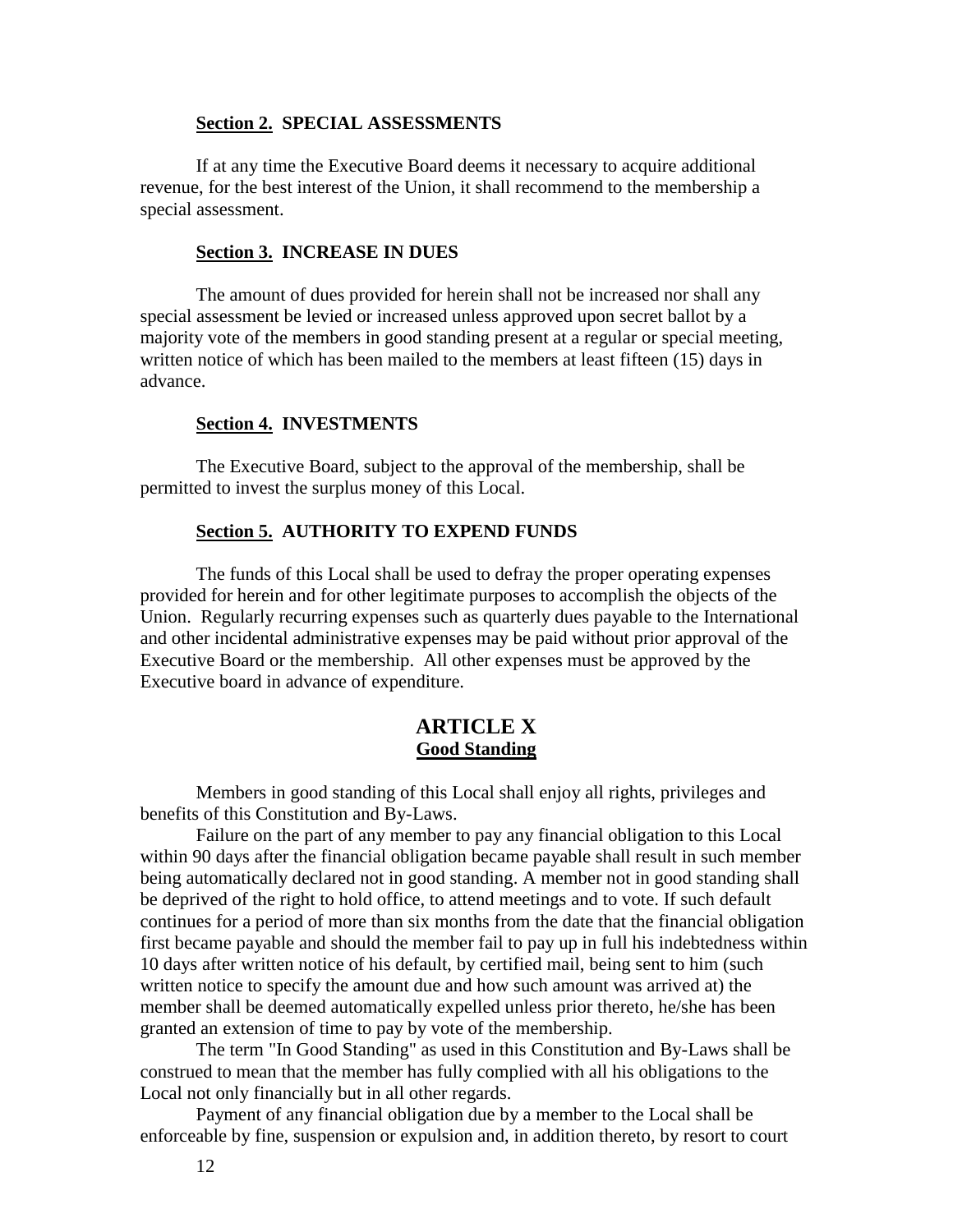**Section 2. SPECIAL ASSESSMENTS**

If at any time the Executive Board deems it necessary to acquire additional revenue, for the best interest of the Union, it shall recommend to the membership a special assessment.

**Section 3. INCREASE IN DUES**

The amount of dues provided for herein shall not be increased nor shall any special assessment be levied or increased unless approved upon secret ballot by a majority vote of the members in good standing present at a regular or special meeting, written notice of which has been mailed to the members at least fifteen (15) days in advance.

**Section 4. INVESTMENTS**

The Executive Board, subject to the approval of the membership, shall be permitted to invest the surplus money of this Local.

**Section 5. AUTHORITY TO EXPEND FUNDS**

The funds of this Local shall be used to defray the proper operating expenses provided for herein and for other legitimate purposes to accomplish the objects of the Union. Regularly recurring expenses such as quarterly dues payable to the International and other incidental administrative expenses may be paid without prior approval of the Executive Board or the membership. All other expenses must be approved by the Executive board in advance of expenditure.

## ARTICLE X
**Good Standing**

Members in good standing of this Local shall enjoy all rights, privileges and benefits of this Constitution and By-Laws.

Failure on the part of any member to pay any financial obligation to this Local within 90 days after the financial obligation became payable shall result in such member being automatically declared not in good standing. A member not in good standing shall be deprived of the right to hold office, to attend meetings and to vote. If such default continues for a period of more than six months from the date that the financial obligation first became payable and should the member fail to pay up in full his indebtedness within 10 days after written notice of his default, by certified mail, being sent to him (such written notice to specify the amount due and how such amount was arrived at) the member shall be deemed automatically expelled unless prior thereto, he/she has been granted an extension of time to pay by vote of the membership.

The term "In Good Standing" as used in this Constitution and By-Laws shall be construed to mean that the member has fully complied with all his obligations to the Local not only financially but in all other regards.

Payment of any financial obligation due by a member to the Local shall be enforceable by fine, suspension or expulsion and, in addition thereto, by resort to court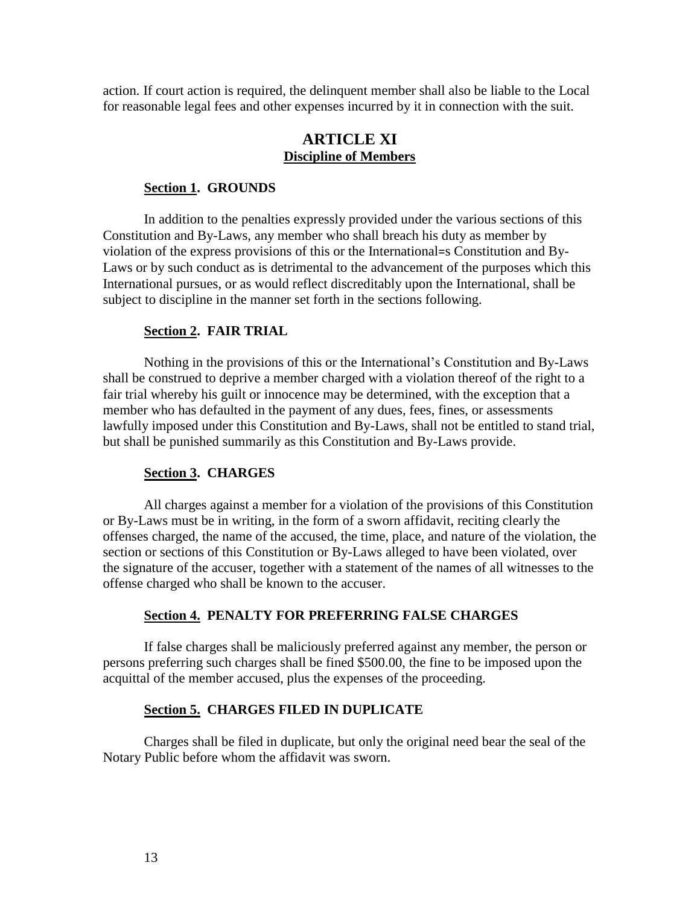action. If court action is required, the delinquent member shall also be liable to the Local for reasonable legal fees and other expenses incurred by it in connection with the suit.

## ARTICLE XI
### Discipline of Members

**Section 1. GROUNDS**

In addition to the penalties expressly provided under the various sections of this Constitution and By-Laws, any member who shall breach his duty as member by violation of the express provisions of this or the International=s Constitution and By-Laws or by such conduct as is detrimental to the advancement of the purposes which this International pursues, or as would reflect discreditably upon the International, shall be subject to discipline in the manner set forth in the sections following.

**Section 2. FAIR TRIAL**

Nothing in the provisions of this or the International's Constitution and By-Laws shall be construed to deprive a member charged with a violation thereof of the right to a fair trial whereby his guilt or innocence may be determined, with the exception that a member who has defaulted in the payment of any dues, fees, fines, or assessments lawfully imposed under this Constitution and By-Laws, shall not be entitled to stand trial, but shall be punished summarily as this Constitution and By-Laws provide.

**Section 3. CHARGES**

All charges against a member for a violation of the provisions of this Constitution or By-Laws must be in writing, in the form of a sworn affidavit, reciting clearly the offenses charged, the name of the accused, the time, place, and nature of the violation, the section or sections of this Constitution or By-Laws alleged to have been violated, over the signature of the accuser, together with a statement of the names of all witnesses to the offense charged who shall be known to the accuser.

**Section 4. PENALTY FOR PREFERRING FALSE CHARGES**

If false charges shall be maliciously preferred against any member, the person or persons preferring such charges shall be fined $500.00, the fine to be imposed upon the acquittal of the member accused, plus the expenses of the proceeding.

**Section 5. CHARGES FILED IN DUPLICATE**

Charges shall be filed in duplicate, but only the original need bear the seal of the Notary Public before whom the affidavit was sworn.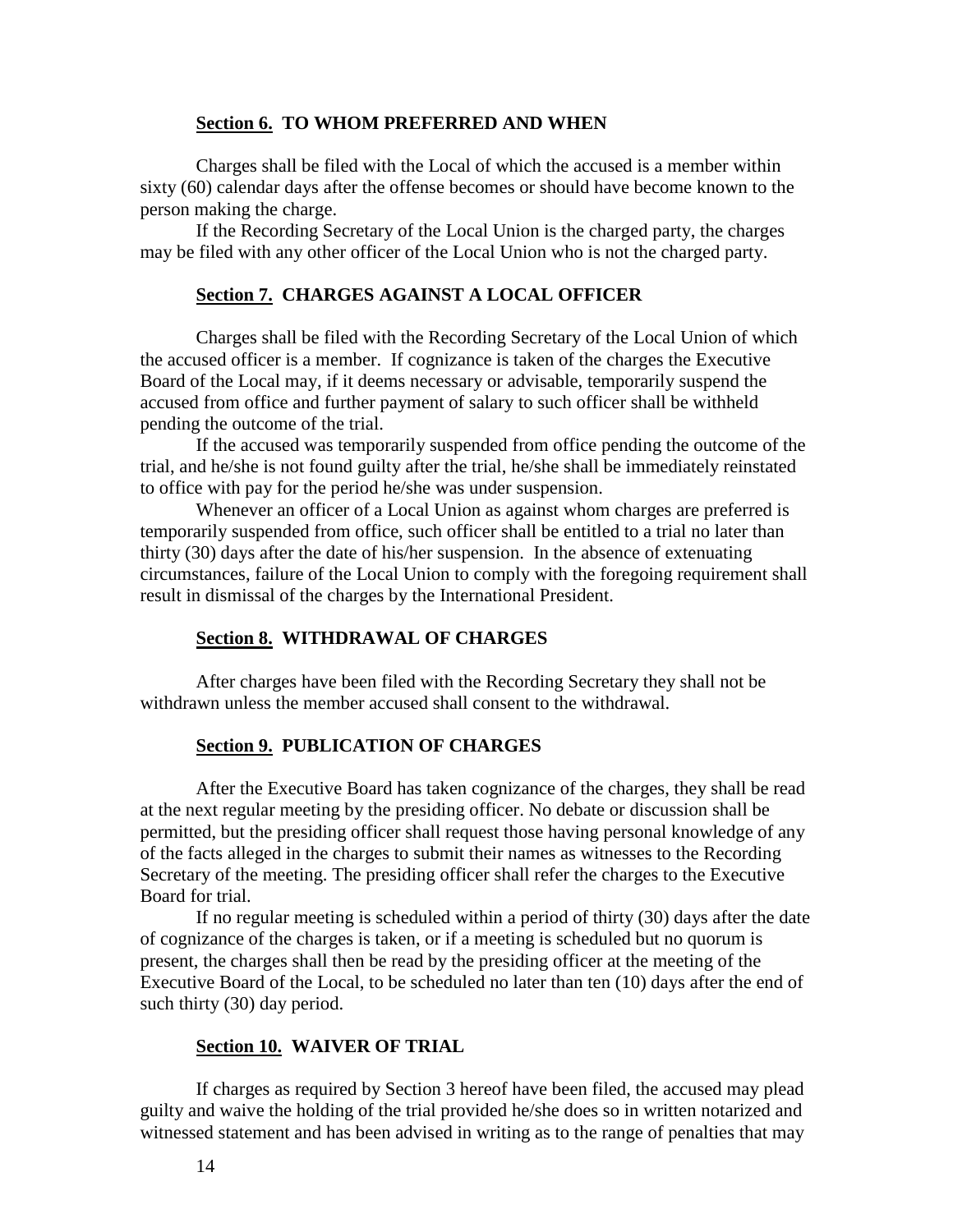### **Section 6.** TO WHOM PREFERRED AND WHEN

Charges shall be filed with the Local of which the accused is a member within sixty (60) calendar days after the offense becomes or should have become known to the person making the charge.

If the Recording Secretary of the Local Union is the charged party, the charges may be filed with any other officer of the Local Union who is not the charged party.

### **Section 7.** CHARGES AGAINST A LOCAL OFFICER

Charges shall be filed with the Recording Secretary of the Local Union of which the accused officer is a member. If cognizance is taken of the charges the Executive Board of the Local may, if it deems necessary or advisable, temporarily suspend the accused from office and further payment of salary to such officer shall be withheld pending the outcome of the trial.

If the accused was temporarily suspended from office pending the outcome of the trial, and he/she is not found guilty after the trial, he/she shall be immediately reinstated to office with pay for the period he/she was under suspension.

Whenever an officer of a Local Union as against whom charges are preferred is temporarily suspended from office, such officer shall be entitled to a trial no later than thirty (30) days after the date of his/her suspension. In the absence of extenuating circumstances, failure of the Local Union to comply with the foregoing requirement shall result in dismissal of the charges by the International President.

### **Section 8.** WITHDRAWAL OF CHARGES

After charges have been filed with the Recording Secretary they shall not be withdrawn unless the member accused shall consent to the withdrawal.

### **Section 9.** PUBLICATION OF CHARGES

After the Executive Board has taken cognizance of the charges, they shall be read at the next regular meeting by the presiding officer. No debate or discussion shall be permitted, but the presiding officer shall request those having personal knowledge of any of the facts alleged in the charges to submit their names as witnesses to the Recording Secretary of the meeting. The presiding officer shall refer the charges to the Executive Board for trial.

If no regular meeting is scheduled within a period of thirty (30) days after the date of cognizance of the charges is taken, or if a meeting is scheduled but no quorum is present, the charges shall then be read by the presiding officer at the meeting of the Executive Board of the Local, to be scheduled no later than ten (10) days after the end of such thirty (30) day period.

### **Section 10.** WAIVER OF TRIAL

If charges as required by Section 3 hereof have been filed, the accused may plead guilty and waive the holding of the trial provided he/she does so in written notarized and witnessed statement and has been advised in writing as to the range of penalties that may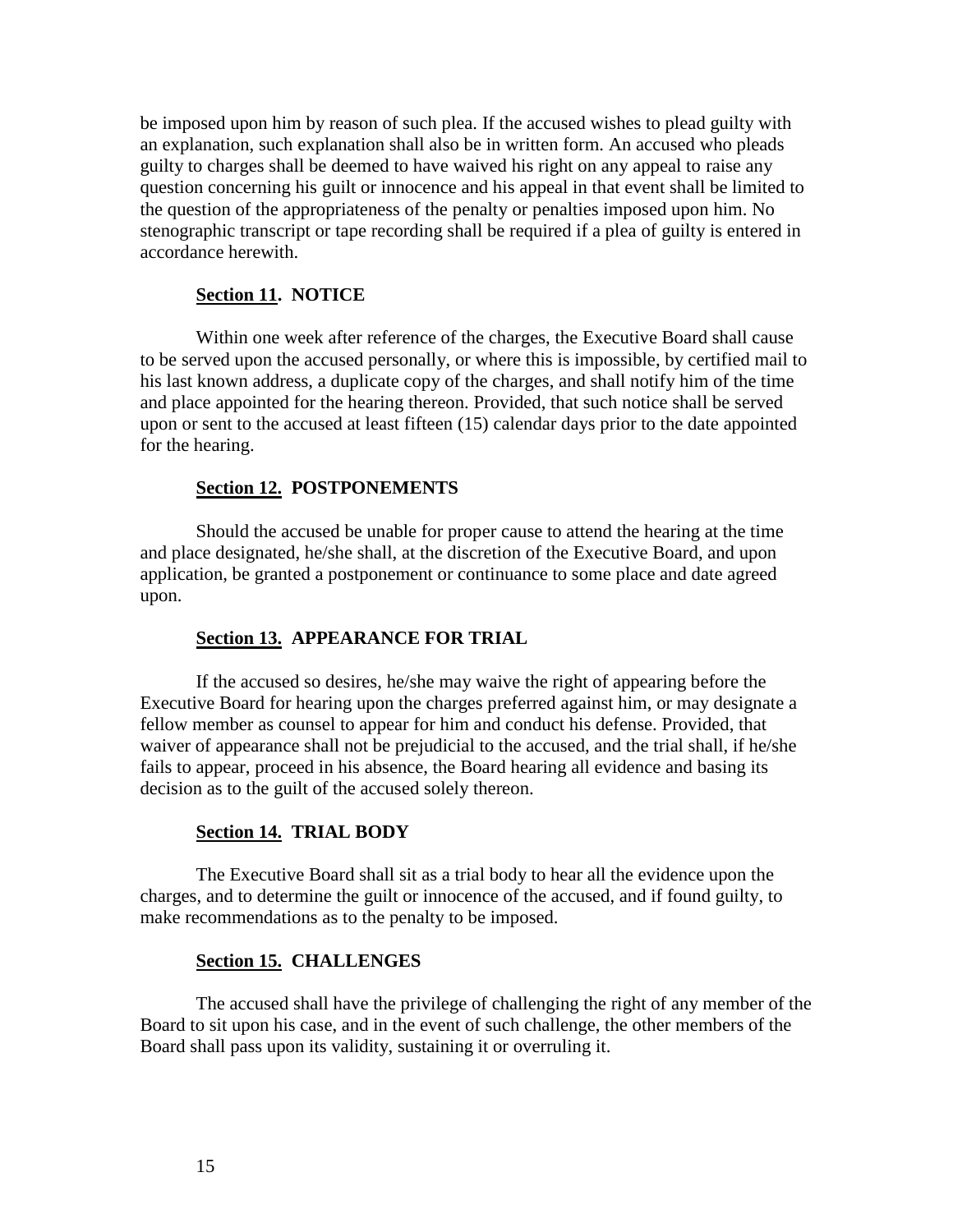be imposed upon him by reason of such plea. If the accused wishes to plead guilty with an explanation, such explanation shall also be in written form. An accused who pleads guilty to charges shall be deemed to have waived his right on any appeal to raise any question concerning his guilt or innocence and his appeal in that event shall be limited to the question of the appropriateness of the penalty or penalties imposed upon him. No stenographic transcript or tape recording shall be required if a plea of guilty is entered in accordance herewith.

### Section 11. NOTICE

Within one week after reference of the charges, the Executive Board shall cause to be served upon the accused personally, or where this is impossible, by certified mail to his last known address, a duplicate copy of the charges, and shall notify him of the time and place appointed for the hearing thereon. Provided, that such notice shall be served upon or sent to the accused at least fifteen (15) calendar days prior to the date appointed for the hearing.

### Section 12. POSTPONEMENTS

Should the accused be unable for proper cause to attend the hearing at the time and place designated, he/she shall, at the discretion of the Executive Board, and upon application, be granted a postponement or continuance to some place and date agreed upon.

### Section 13. APPEARANCE FOR TRIAL

If the accused so desires, he/she may waive the right of appearing before the Executive Board for hearing upon the charges preferred against him, or may designate a fellow member as counsel to appear for him and conduct his defense. Provided, that waiver of appearance shall not be prejudicial to the accused, and the trial shall, if he/she fails to appear, proceed in his absence, the Board hearing all evidence and basing its decision as to the guilt of the accused solely thereon.

### Section 14. TRIAL BODY

The Executive Board shall sit as a trial body to hear all the evidence upon the charges, and to determine the guilt or innocence of the accused, and if found guilty, to make recommendations as to the penalty to be imposed.

### Section 15. CHALLENGES

The accused shall have the privilege of challenging the right of any member of the Board to sit upon his case, and in the event of such challenge, the other members of the Board shall pass upon its validity, sustaining it or overruling it.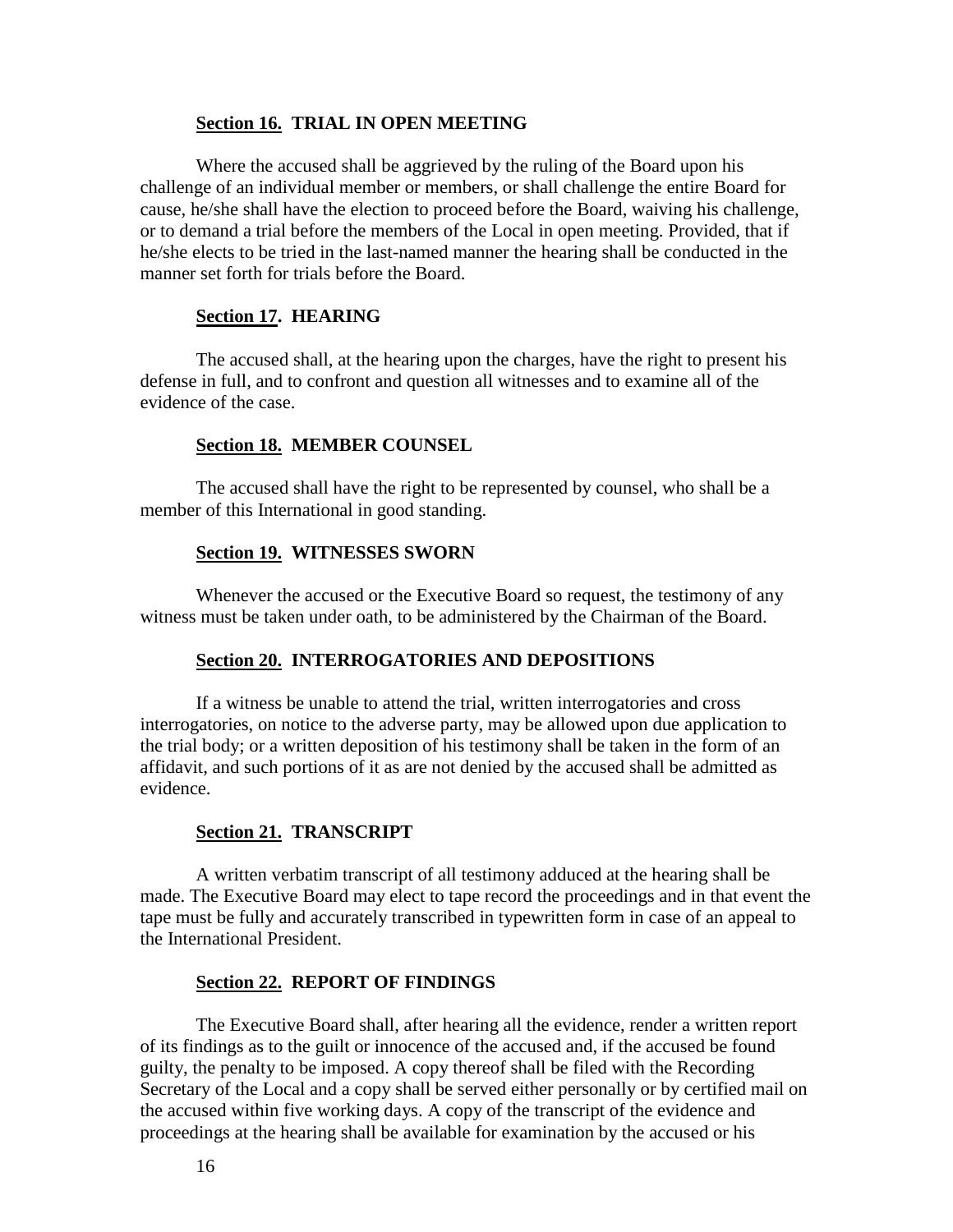### **Section 16.** **TRIAL IN OPEN MEETING**

Where the accused shall be aggrieved by the ruling of the Board upon his challenge of an individual member or members, or shall challenge the entire Board for cause, he/she shall have the election to proceed before the Board, waiving his challenge, or to demand a trial before the members of the Local in open meeting. Provided, that if he/she elects to be tried in the last-named manner the hearing shall be conducted in the manner set forth for trials before the Board.

### **Section 17.** **HEARING**

The accused shall, at the hearing upon the charges, have the right to present his defense in full, and to confront and question all witnesses and to examine all of the evidence of the case.

### **Section 18.** **MEMBER COUNSEL**

The accused shall have the right to be represented by counsel, who shall be a member of this International in good standing.

### **Section 19.** **WITNESSES SWORN**

Whenever the accused or the Executive Board so request, the testimony of any witness must be taken under oath, to be administered by the Chairman of the Board.

### **Section 20.** **INTERROGATORIES AND DEPOSITIONS**

If a witness be unable to attend the trial, written interrogatories and cross interrogatories, on notice to the adverse party, may be allowed upon due application to the trial body; or a written deposition of his testimony shall be taken in the form of an affidavit, and such portions of it as are not denied by the accused shall be admitted as evidence.

### **Section 21.** **TRANSCRIPT**

A written verbatim transcript of all testimony adduced at the hearing shall be made. The Executive Board may elect to tape record the proceedings and in that event the tape must be fully and accurately transcribed in typewritten form in case of an appeal to the International President.

### **Section 22.** **REPORT OF FINDINGS**

The Executive Board shall, after hearing all the evidence, render a written report of its findings as to the guilt or innocence of the accused and, if the accused be found guilty, the penalty to be imposed. A copy thereof shall be filed with the Recording Secretary of the Local and a copy shall be served either personally or by certified mail on the accused within five working days. A copy of the transcript of the evidence and proceedings at the hearing shall be available for examination by the accused or his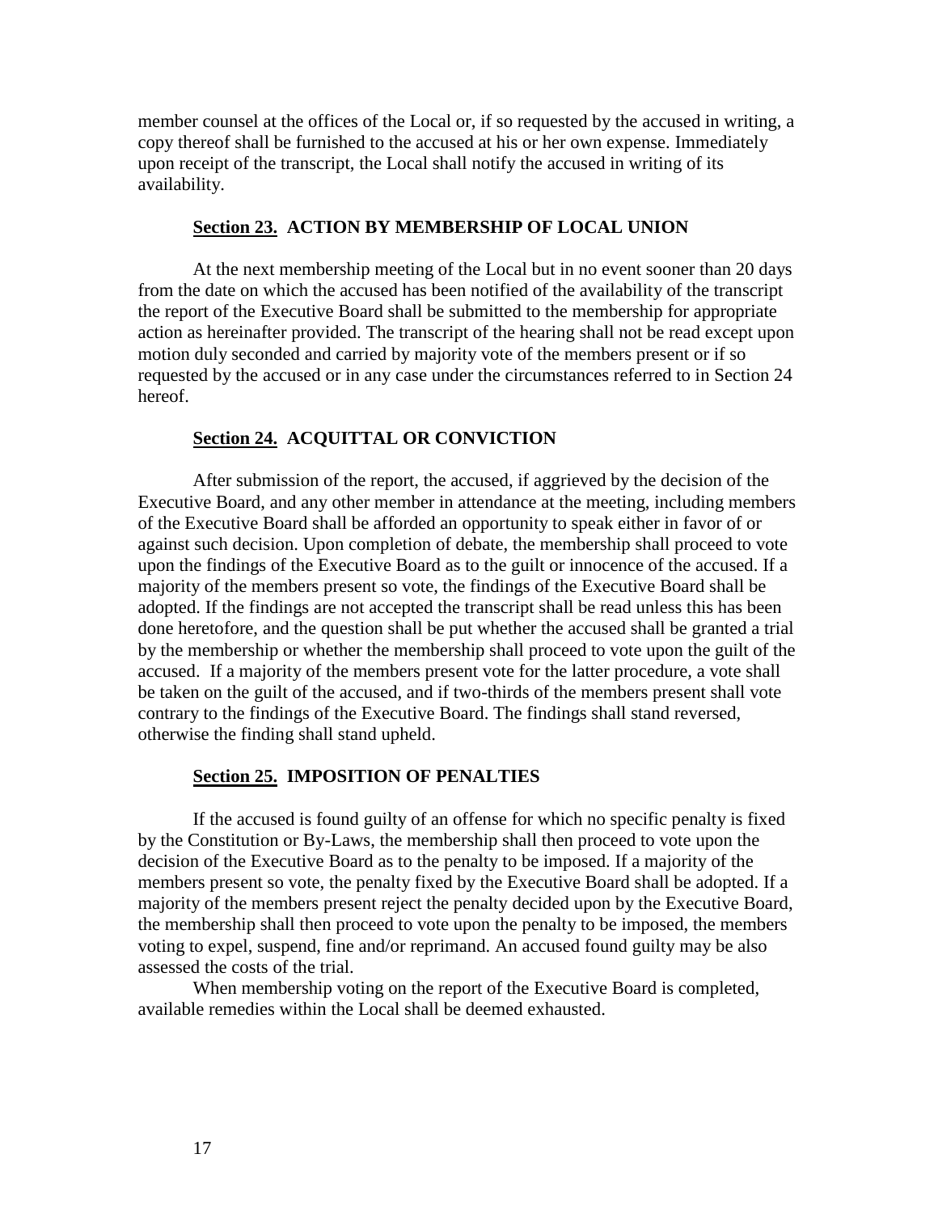member counsel at the offices of the Local or, if so requested by the accused in writing, a copy thereof shall be furnished to the accused at his or her own expense. Immediately upon receipt of the transcript, the Local shall notify the accused in writing of its availability.

### Section 23. ACTION BY MEMBERSHIP OF LOCAL UNION

At the next membership meeting of the Local but in no event sooner than 20 days from the date on which the accused has been notified of the availability of the transcript the report of the Executive Board shall be submitted to the membership for appropriate action as hereinafter provided. The transcript of the hearing shall not be read except upon motion duly seconded and carried by majority vote of the members present or if so requested by the accused or in any case under the circumstances referred to in Section 24 hereof.

### Section 24. ACQUITTAL OR CONVICTION

After submission of the report, the accused, if aggrieved by the decision of the Executive Board, and any other member in attendance at the meeting, including members of the Executive Board shall be afforded an opportunity to speak either in favor of or against such decision. Upon completion of debate, the membership shall proceed to vote upon the findings of the Executive Board as to the guilt or innocence of the accused. If a majority of the members present so vote, the findings of the Executive Board shall be adopted. If the findings are not accepted the transcript shall be read unless this has been done heretofore, and the question shall be put whether the accused shall be granted a trial by the membership or whether the membership shall proceed to vote upon the guilt of the accused. If a majority of the members present vote for the latter procedure, a vote shall be taken on the guilt of the accused, and if two-thirds of the members present shall vote contrary to the findings of the Executive Board. The findings shall stand reversed, otherwise the finding shall stand upheld.

### Section 25. IMPOSITION OF PENALTIES

If the accused is found guilty of an offense for which no specific penalty is fixed by the Constitution or By-Laws, the membership shall then proceed to vote upon the decision of the Executive Board as to the penalty to be imposed. If a majority of the members present so vote, the penalty fixed by the Executive Board shall be adopted. If a majority of the members present reject the penalty decided upon by the Executive Board, the membership shall then proceed to vote upon the penalty to be imposed, the members voting to expel, suspend, fine and/or reprimand. An accused found guilty may be also assessed the costs of the trial.

When membership voting on the report of the Executive Board is completed, available remedies within the Local shall be deemed exhausted.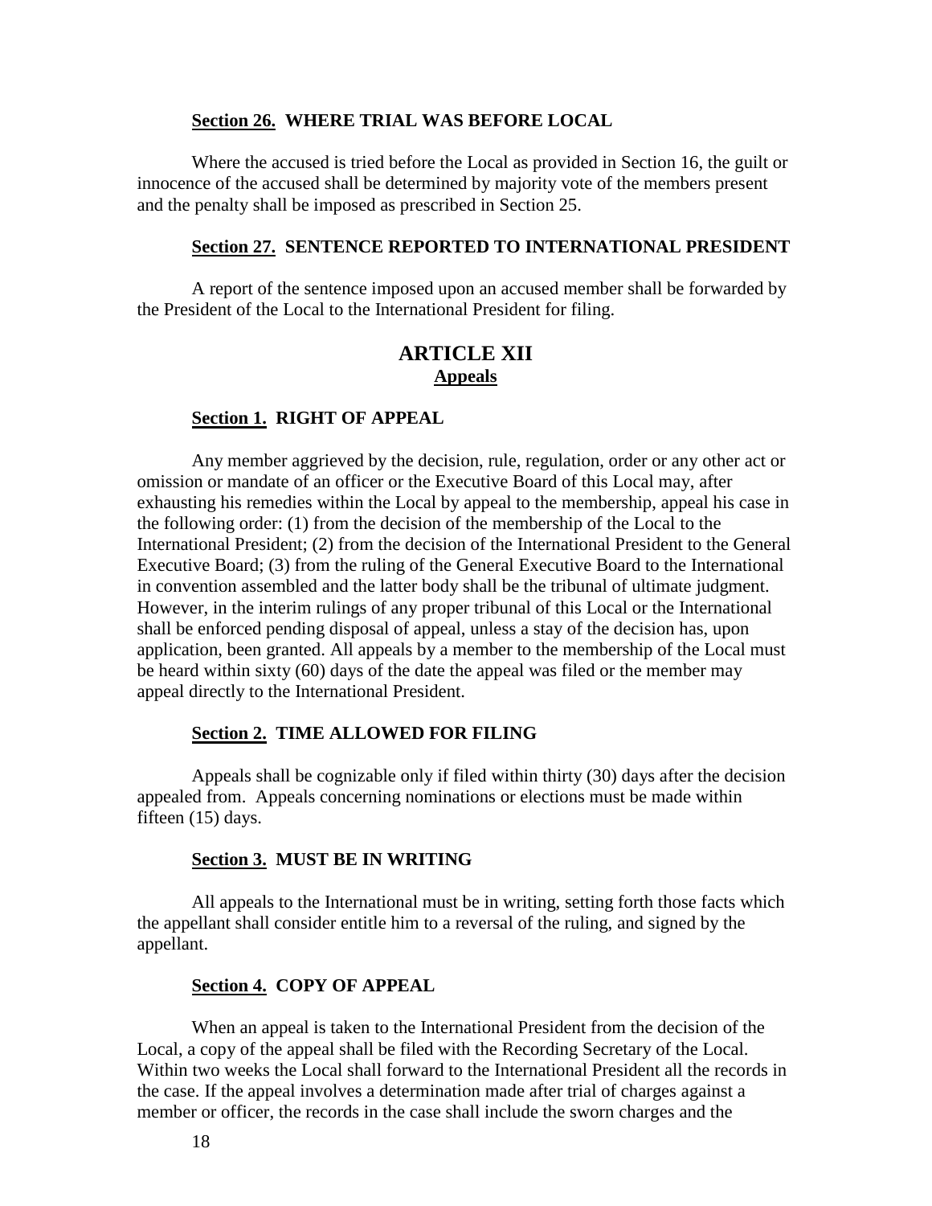**Section 26. WHERE TRIAL WAS BEFORE LOCAL**

Where the accused is tried before the Local as provided in Section 16, the guilt or innocence of the accused shall be determined by majority vote of the members present and the penalty shall be imposed as prescribed in Section 25.

**Section 27. SENTENCE REPORTED TO INTERNATIONAL PRESIDENT**

A report of the sentence imposed upon an accused member shall be forwarded by the President of the Local to the International President for filing.

## ARTICLE XII
### Appeals

**Section 1. RIGHT OF APPEAL**

Any member aggrieved by the decision, rule, regulation, order or any other act or omission or mandate of an officer or the Executive Board of this Local may, after exhausting his remedies within the Local by appeal to the membership, appeal his case in the following order: (1) from the decision of the membership of the Local to the International President; (2) from the decision of the International President to the General Executive Board; (3) from the ruling of the General Executive Board to the International in convention assembled and the latter body shall be the tribunal of ultimate judgment. However, in the interim rulings of any proper tribunal of this Local or the International shall be enforced pending disposal of appeal, unless a stay of the decision has, upon application, been granted. All appeals by a member to the membership of the Local must be heard within sixty (60) days of the date the appeal was filed or the member may appeal directly to the International President.

**Section 2. TIME ALLOWED FOR FILING**

Appeals shall be cognizable only if filed within thirty (30) days after the decision appealed from. Appeals concerning nominations or elections must be made within fifteen (15) days.

**Section 3. MUST BE IN WRITING**

All appeals to the International must be in writing, setting forth those facts which the appellant shall consider entitle him to a reversal of the ruling, and signed by the appellant.

**Section 4. COPY OF APPEAL**

When an appeal is taken to the International President from the decision of the Local, a copy of the appeal shall be filed with the Recording Secretary of the Local. Within two weeks the Local shall forward to the International President all the records in the case. If the appeal involves a determination made after trial of charges against a member or officer, the records in the case shall include the sworn charges and the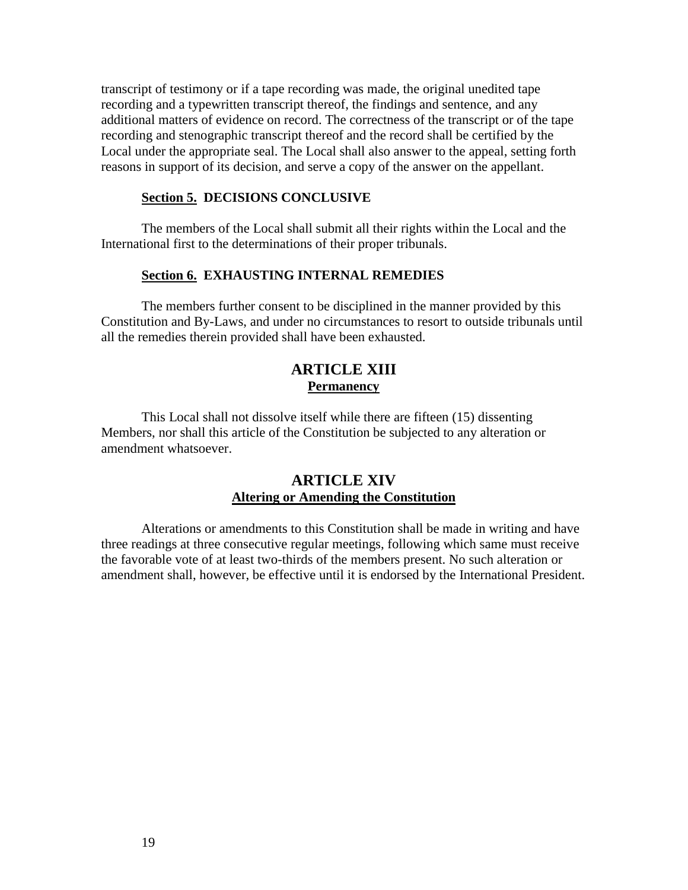transcript of testimony or if a tape recording was made, the original unedited tape recording and a typewritten transcript thereof, the findings and sentence, and any additional matters of evidence on record. The correctness of the transcript or of the tape recording and stenographic transcript thereof and the record shall be certified by the Local under the appropriate seal. The Local shall also answer to the appeal, setting forth reasons in support of its decision, and serve a copy of the answer on the appellant.

### Section 5. DECISIONS CONCLUSIVE

The members of the Local shall submit all their rights within the Local and the International first to the determinations of their proper tribunals.

### Section 6. EXHAUSTING INTERNAL REMEDIES

The members further consent to be disciplined in the manner provided by this Constitution and By-Laws, and under no circumstances to resort to outside tribunals until all the remedies therein provided shall have been exhausted.

## ARTICLE XIII
**Permanency**

This Local shall not dissolve itself while there are fifteen (15) dissenting Members, nor shall this article of the Constitution be subjected to any alteration or amendment whatsoever.

## ARTICLE XIV
**Altering or Amending the Constitution**

Alterations or amendments to this Constitution shall be made in writing and have three readings at three consecutive regular meetings, following which same must receive the favorable vote of at least two-thirds of the members present. No such alteration or amendment shall, however, be effective until it is endorsed by the International President.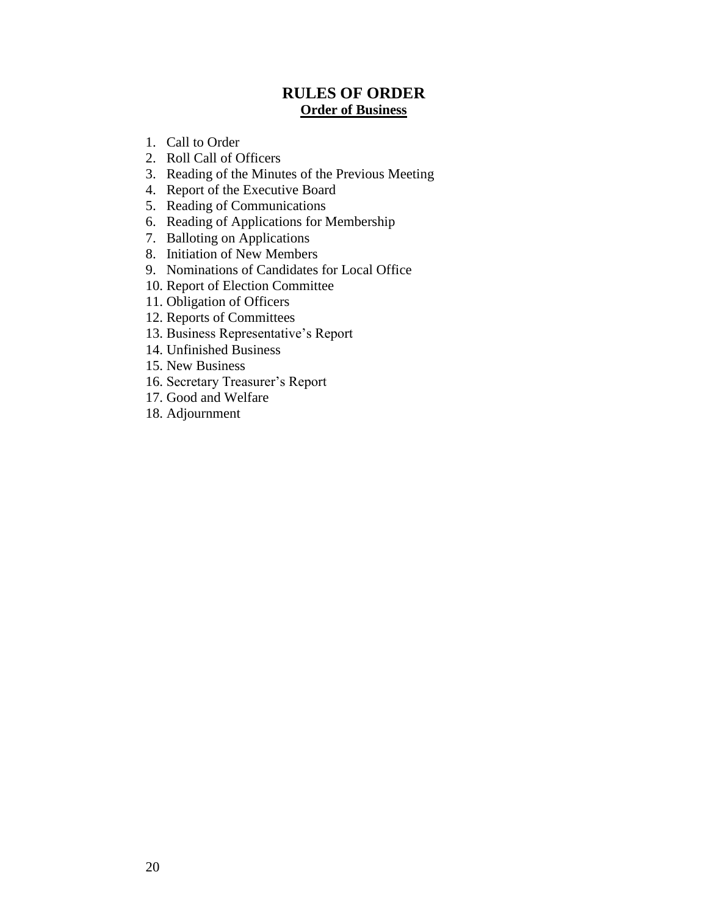# RULES OF ORDER

## Order of Business

1. Call to Order
2. Roll Call of Officers
3. Reading of the Minutes of the Previous Meeting
4. Report of the Executive Board
5. Reading of Communications
6. Reading of Applications for Membership
7. Balloting on Applications
8. Initiation of New Members
9. Nominations of Candidates for Local Office
10. Report of Election Committee
11. Obligation of Officers
12. Reports of Committees
13. Business Representative's Report
14. Unfinished Business
15. New Business
16. Secretary Treasurer's Report
17. Good and Welfare
18. Adjournment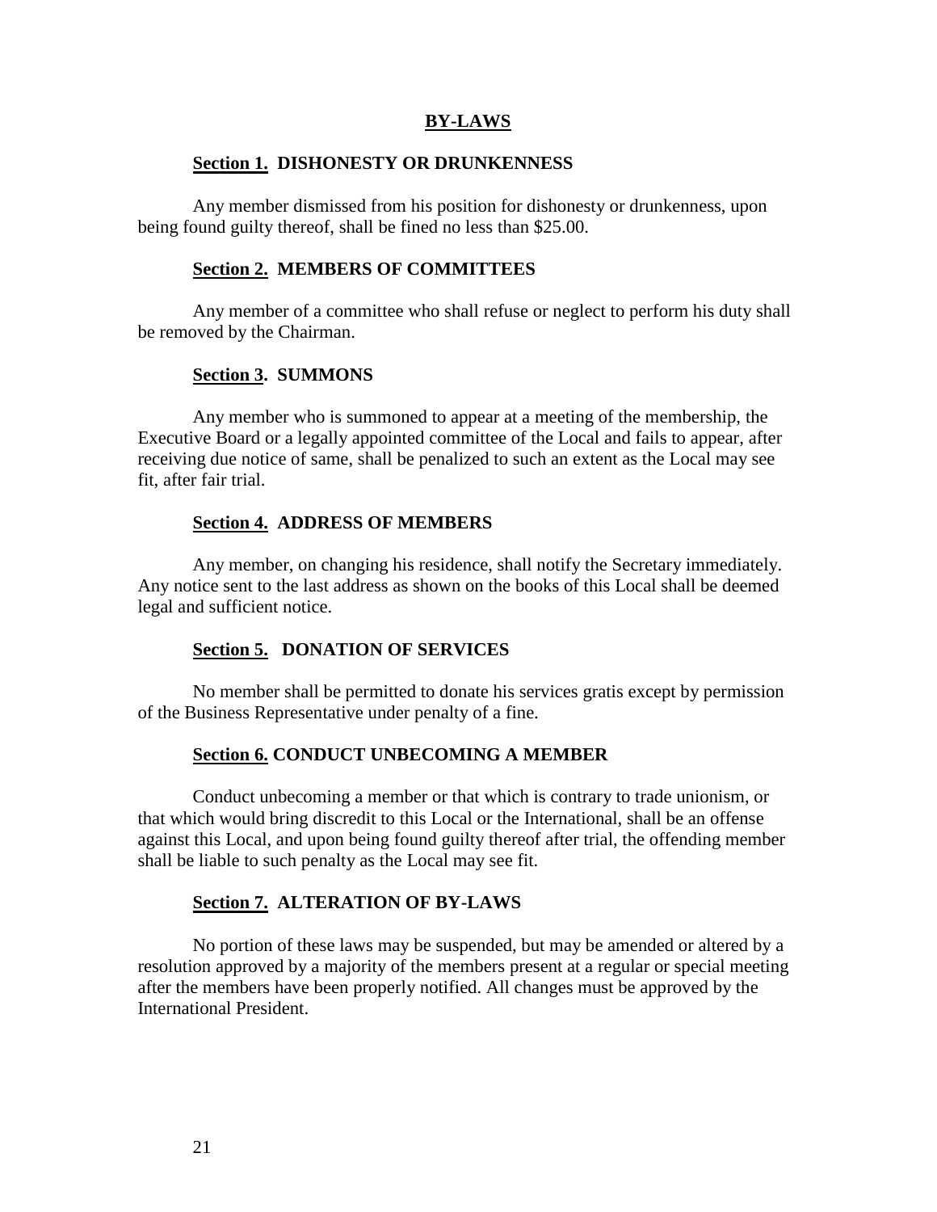# BY-LAWS

### Section 1. DISHONESTY OR DRUNKENNESS

Any member dismissed from his position for dishonesty or drunkenness, upon being found guilty thereof, shall be fined no less than $25.00.

### Section 2. MEMBERS OF COMMITTEES

Any member of a committee who shall refuse or neglect to perform his duty shall be removed by the Chairman.

### Section 3. SUMMONS

Any member who is summoned to appear at a meeting of the membership, the Executive Board or a legally appointed committee of the Local and fails to appear, after receiving due notice of same, shall be penalized to such an extent as the Local may see fit, after fair trial.

### Section 4. ADDRESS OF MEMBERS

Any member, on changing his residence, shall notify the Secretary immediately. Any notice sent to the last address as shown on the books of this Local shall be deemed legal and sufficient notice.

### Section 5. DONATION OF SERVICES

No member shall be permitted to donate his services gratis except by permission of the Business Representative under penalty of a fine.

### Section 6. CONDUCT UNBECOMING A MEMBER

Conduct unbecoming a member or that which is contrary to trade unionism, or that which would bring discredit to this Local or the International, shall be an offense against this Local, and upon being found guilty thereof after trial, the offending member shall be liable to such penalty as the Local may see fit.

### Section 7. ALTERATION OF BY-LAWS

No portion of these laws may be suspended, but may be amended or altered by a resolution approved by a majority of the members present at a regular or special meeting after the members have been properly notified. All changes must be approved by the International President.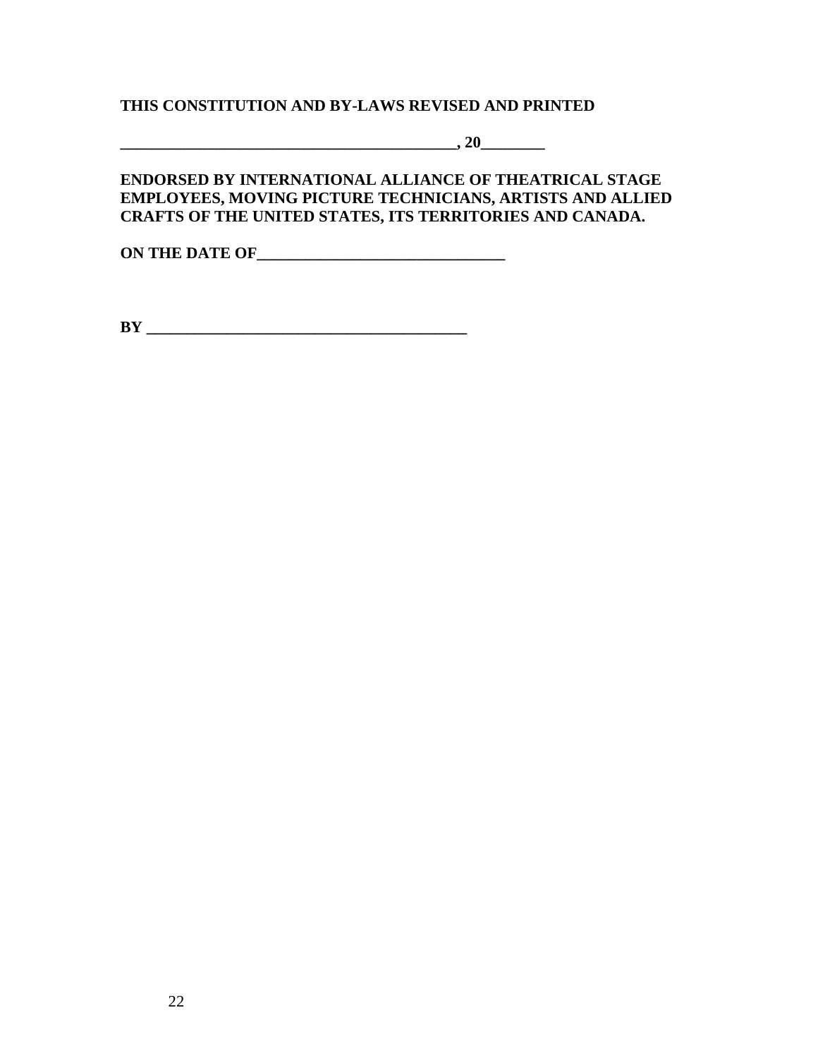**THIS CONSTITUTION AND BY-LAWS REVISED AND PRINTED**

**__________________________________________, 20________**

**ENDORSED BY INTERNATIONAL ALLIANCE OF THEATRICAL STAGE EMPLOYEES, MOVING PICTURE TECHNICIANS, ARTISTS AND ALLIED CRAFTS OF THE UNITED STATES, ITS TERRITORIES AND CANADA.**

**ON THE DATE OF_______________________________**

**BY ________________________________________**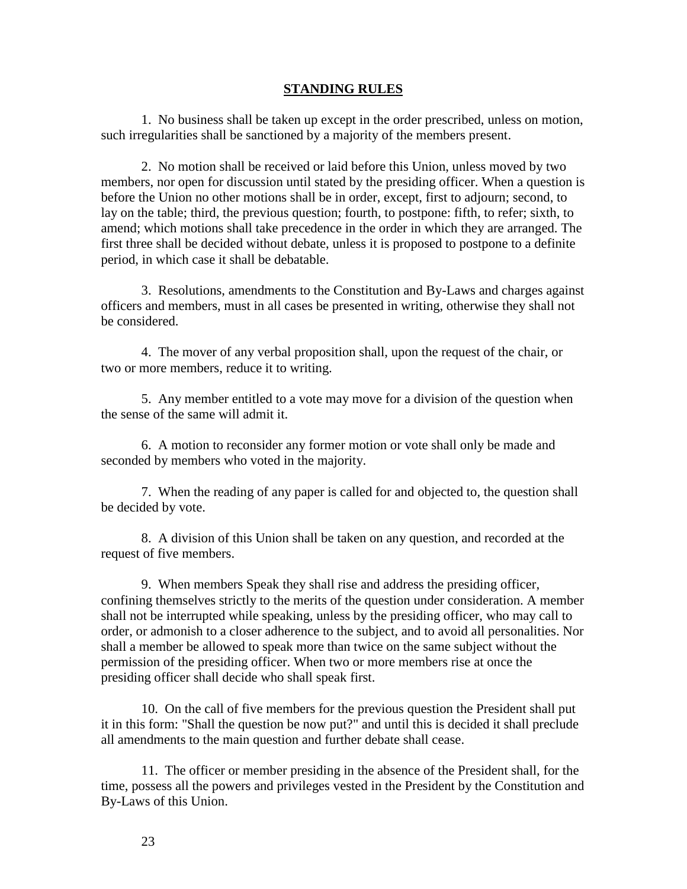## STANDING RULES

1. No business shall be taken up except in the order prescribed, unless on motion, such irregularities shall be sanctioned by a majority of the members present.

2. No motion shall be received or laid before this Union, unless moved by two members, nor open for discussion until stated by the presiding officer. When a question is before the Union no other motions shall be in order, except, first to adjourn; second, to lay on the table; third, the previous question; fourth, to postpone: fifth, to refer; sixth, to amend; which motions shall take precedence in the order in which they are arranged. The first three shall be decided without debate, unless it is proposed to postpone to a definite period, in which case it shall be debatable.

3. Resolutions, amendments to the Constitution and By-Laws and charges against officers and members, must in all cases be presented in writing, otherwise they shall not be considered.

4. The mover of any verbal proposition shall, upon the request of the chair, or two or more members, reduce it to writing.

5. Any member entitled to a vote may move for a division of the question when the sense of the same will admit it.

6. A motion to reconsider any former motion or vote shall only be made and seconded by members who voted in the majority.

7. When the reading of any paper is called for and objected to, the question shall be decided by vote.

8. A division of this Union shall be taken on any question, and recorded at the request of five members.

9. When members Speak they shall rise and address the presiding officer, confining themselves strictly to the merits of the question under consideration. A member shall not be interrupted while speaking, unless by the presiding officer, who may call to order, or admonish to a closer adherence to the subject, and to avoid all personalities. Nor shall a member be allowed to speak more than twice on the same subject without the permission of the presiding officer. When two or more members rise at once the presiding officer shall decide who shall speak first.

10. On the call of five members for the previous question the President shall put it in this form: "Shall the question be now put?" and until this is decided it shall preclude all amendments to the main question and further debate shall cease.

11. The officer or member presiding in the absence of the President shall, for the time, possess all the powers and privileges vested in the President by the Constitution and By-Laws of this Union.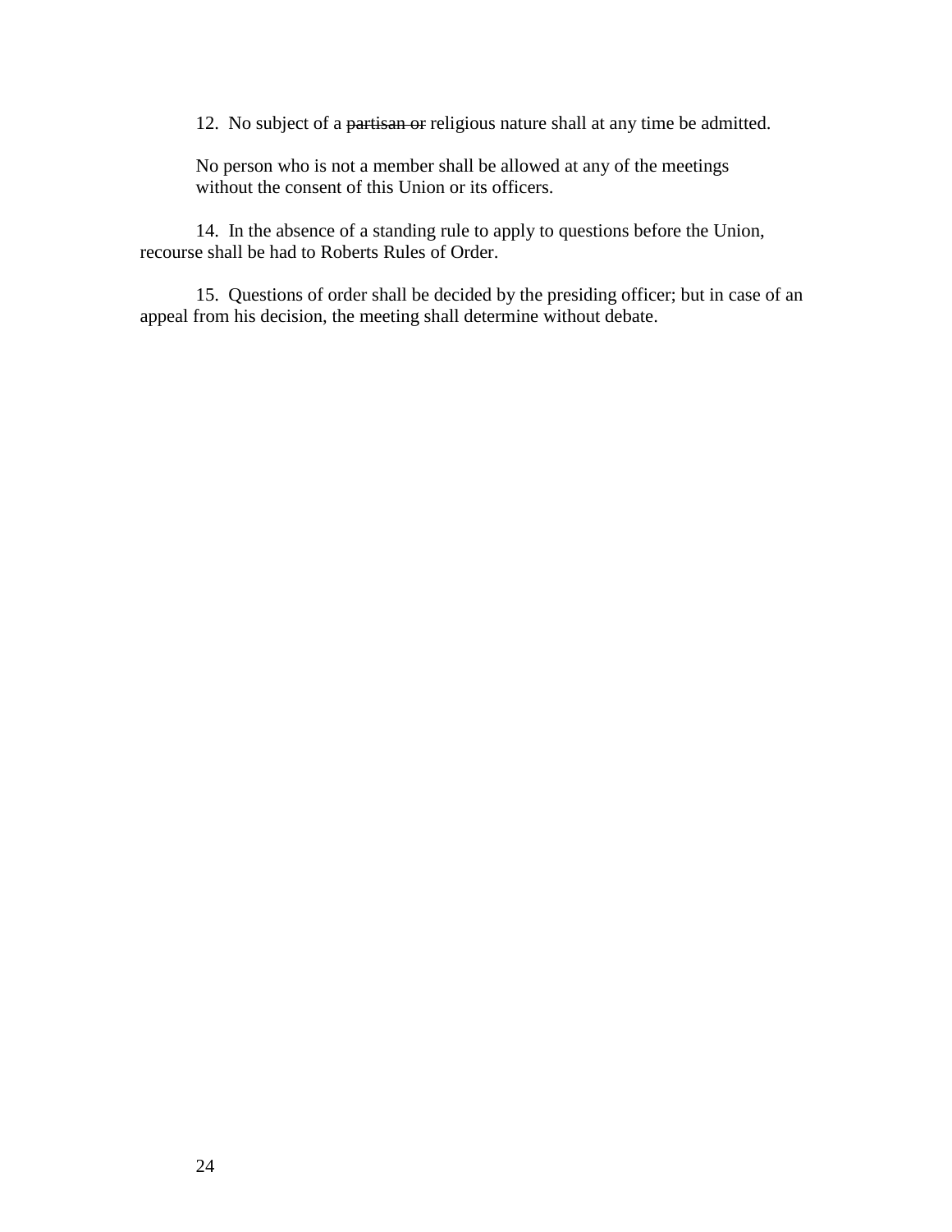12. No subject of a ~~partisan or~~ religious nature shall at any time be admitted.

No person who is not a member shall be allowed at any of the meetings without the consent of this Union or its officers.

14. In the absence of a standing rule to apply to questions before the Union, recourse shall be had to Roberts Rules of Order.

15. Questions of order shall be decided by the presiding officer; but in case of an appeal from his decision, the meeting shall determine without debate.